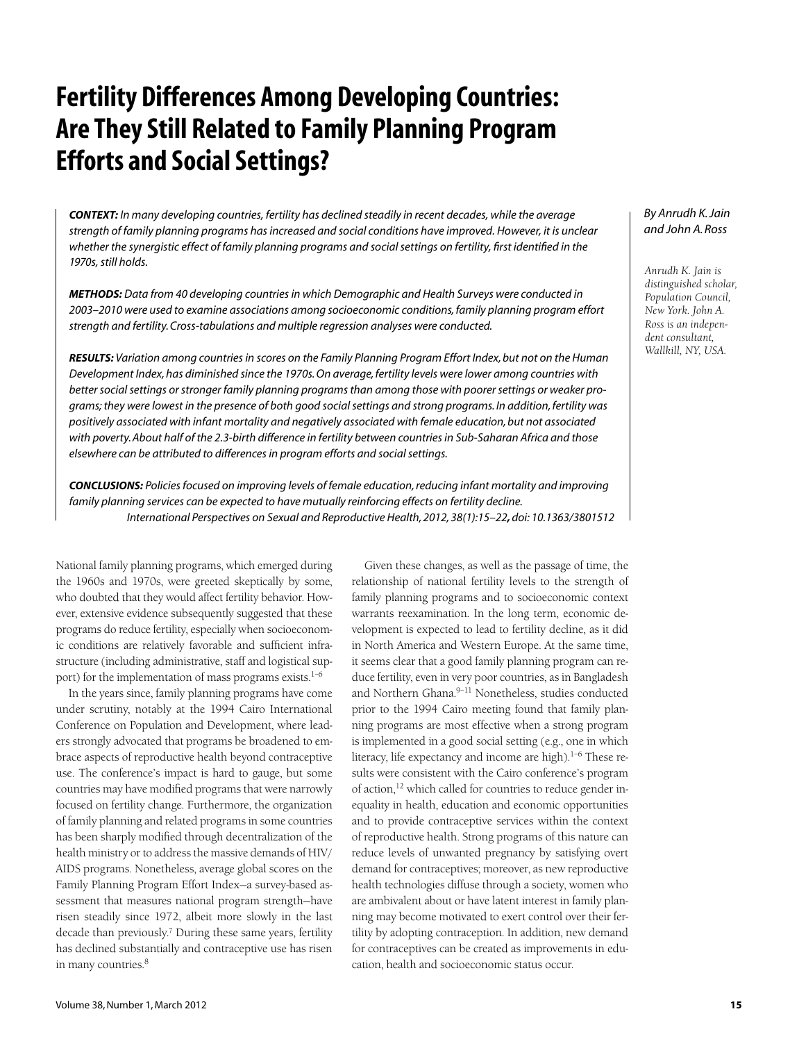# Fertility Differences Among Developing Countries: Are They Still Related to Family Planning Program Efforts and Social Settings?

*By Anrudh K. Jain and John A. Ross*

*Anrudh K. Jain is distinguished scholar, Population Council, New York. John A. Ross is an independent consultant, Wallkill, NY, USA.*

***CONTEXT:*** *In many developing countries, fertility has declined steadily in recent decades, while the average strength of family planning programs has increased and social conditions have improved. However, it is unclear whether the synergistic effect of family planning programs and social settings on fertility, first identified in the 1970s, still holds.*

***METHODS:*** *Data from 40 developing countries in which Demographic and Health Surveys were conducted in 2003–2010 were used to examine associations among socioeconomic conditions, family planning program effort strength and fertility. Cross-tabulations and multiple regression analyses were conducted.*

***RESULTS:*** *Variation among countries in scores on the Family Planning Program Effort Index, but not on the Human Development Index, has diminished since the 1970s. On average, fertility levels were lower among countries with better social settings or stronger family planning programs than among those with poorer settings or weaker programs; they were lowest in the presence of both good social settings and strong programs. In addition, fertility was positively associated with infant mortality and negatively associated with female education, but not associated with poverty. About half of the 2.3-birth difference in fertility between countries in Sub-Saharan Africa and those elsewhere can be attributed to differences in program efforts and social settings.*

***CONCLUSIONS:*** *Policies focused on improving levels of female education, reducing infant mortality and improving family planning services can be expected to have mutually reinforcing effects on fertility decline.*

*International Perspectives on Sexual and Reproductive Health, 2012, 38(1):15–22, doi: 10.1363/3801512*

National family planning programs, which emerged during the 1960s and 1970s, were greeted skeptically by some, who doubted that they would affect fertility behavior. However, extensive evidence subsequently suggested that these programs do reduce fertility, especially when socioeconomic conditions are relatively favorable and sufficient infrastructure (including administrative, staff and logistical support) for the implementation of mass programs exists.[1–6]

In the years since, family planning programs have come under scrutiny, notably at the 1994 Cairo International Conference on Population and Development, where leaders strongly advocated that programs be broadened to embrace aspects of reproductive health beyond contraceptive use. The conference's impact is hard to gauge, but some countries may have modified programs that were narrowly focused on fertility change. Furthermore, the organization of family planning and related programs in some countries has been sharply modified through decentralization of the health ministry or to address the massive demands of HIV/AIDS programs. Nonetheless, average global scores on the Family Planning Program Effort Index—a survey-based assessment that measures national program strength—have risen steadily since 1972, albeit more slowly in the last decade than previously.[7] During these same years, fertility has declined substantially and contraceptive use has risen in many countries.[8]

Given these changes, as well as the passage of time, the relationship of national fertility levels to the strength of family planning programs and to socioeconomic context warrants reexamination. In the long term, economic development is expected to lead to fertility decline, as it did in North America and Western Europe. At the same time, it seems clear that a good family planning program can reduce fertility, even in very poor countries, as in Bangladesh and Northern Ghana.[9–11] Nonetheless, studies conducted prior to the 1994 Cairo meeting found that family planning programs are most effective when a strong program is implemented in a good social setting (e.g., one in which literacy, life expectancy and income are high).[1–6] These results were consistent with the Cairo conference's program of action,[12] which called for countries to reduce gender inequality in health, education and economic opportunities and to provide contraceptive services within the context of reproductive health. Strong programs of this nature can reduce levels of unwanted pregnancy by satisfying overt demand for contraceptives; moreover, as new reproductive health technologies diffuse through a society, women who are ambivalent about or have latent interest in family planning may become motivated to exert control over their fertility by adopting contraception. In addition, new demand for contraceptives can be created as improvements in education, health and socioeconomic status occur.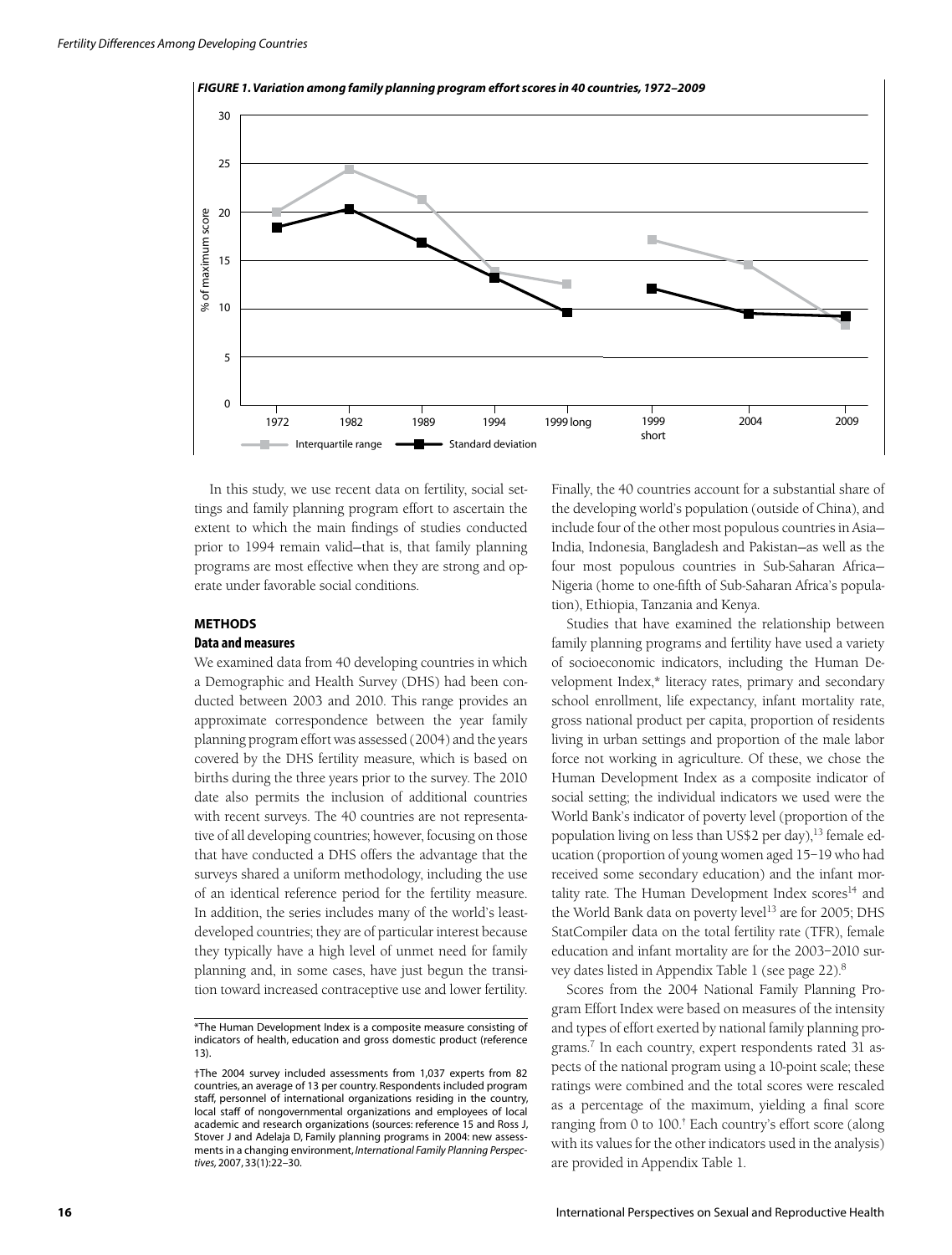**FIGURE 1. Variation among family planning program effort scores in 40 countries, 1972–2009**

In this study, we use recent data on fertility, social settings and family planning program effort to ascertain the extent to which the main findings of studies conducted prior to 1994 remain valid—that is, that family planning programs are most effective when they are strong and operate under favorable social conditions.

## METHODS

### Data and measures

We examined data from 40 developing countries in which a Demographic and Health Survey (DHS) had been conducted between 2003 and 2010. This range provides an approximate correspondence between the year family planning program effort was assessed (2004) and the years covered by the DHS fertility measure, which is based on births during the three years prior to the survey. The 2010 date also permits the inclusion of additional countries with recent surveys. The 40 countries are not representative of all developing countries; however, focusing on those that have conducted a DHS offers the advantage that the surveys shared a uniform methodology, including the use of an identical reference period for the fertility measure. In addition, the series includes many of the world's least-developed countries; they are of particular interest because they typically have a high level of unmet need for family planning and, in some cases, have just begun the transition toward increased contraceptive use and lower fertility. Finally, the 40 countries account for a substantial share of the developing world's population (outside of China), and include four of the other most populous countries in Asia—India, Indonesia, Bangladesh and Pakistan—as well as the four most populous countries in Sub-Saharan Africa—Nigeria (home to one-fifth of Sub-Saharan Africa's population), Ethiopia, Tanzania and Kenya.

Studies that have examined the relationship between family planning programs and fertility have used a variety of socioeconomic indicators, including the Human Development Index,* literacy rates, primary and secondary school enrollment, life expectancy, infant mortality rate, gross national product per capita, proportion of residents living in urban settings and proportion of the male labor force not working in agriculture. Of these, we chose the Human Development Index as a composite indicator of social setting; the individual indicators we used were the World Bank's indicator of poverty level (proportion of the population living on less than US$2 per day),[13] female education (proportion of young women aged 15–19 who had received some secondary education) and the infant mortality rate. The Human Development Index scores[14] and the World Bank data on poverty level[13] are for 2005; DHS StatCompiler data on the total fertility rate (TFR), female education and infant mortality are for the 2003–2010 survey dates listed in Appendix Table 1 (see page 22).[8]

Scores from the 2004 National Family Planning Program Effort Index were based on measures of the intensity and types of effort exerted by national family planning programs.[7] In each country, expert respondents rated 31 aspects of the national program using a 10-point scale; these ratings were combined and the total scores were rescaled as a percentage of the maximum, yielding a final score ranging from 0 to 100.† Each country's effort score (along with its values for the other indicators used in the analysis) are provided in Appendix Table 1.

*The Human Development Index is a composite measure consisting of indicators of health, education and gross domestic product (reference 13).

†The 2004 survey included assessments from 1,037 experts from 82 countries, an average of 13 per country. Respondents included program staff, personnel of international organizations residing in the country, local staff of nongovernmental organizations and employees of local academic and research organizations (sources: reference 15 and Ross J, Stover J and Adelaja D, Family planning programs in 2004: new assessments in a changing environment, *International Family Planning Perspectives*, 2007, 33(1):22–30.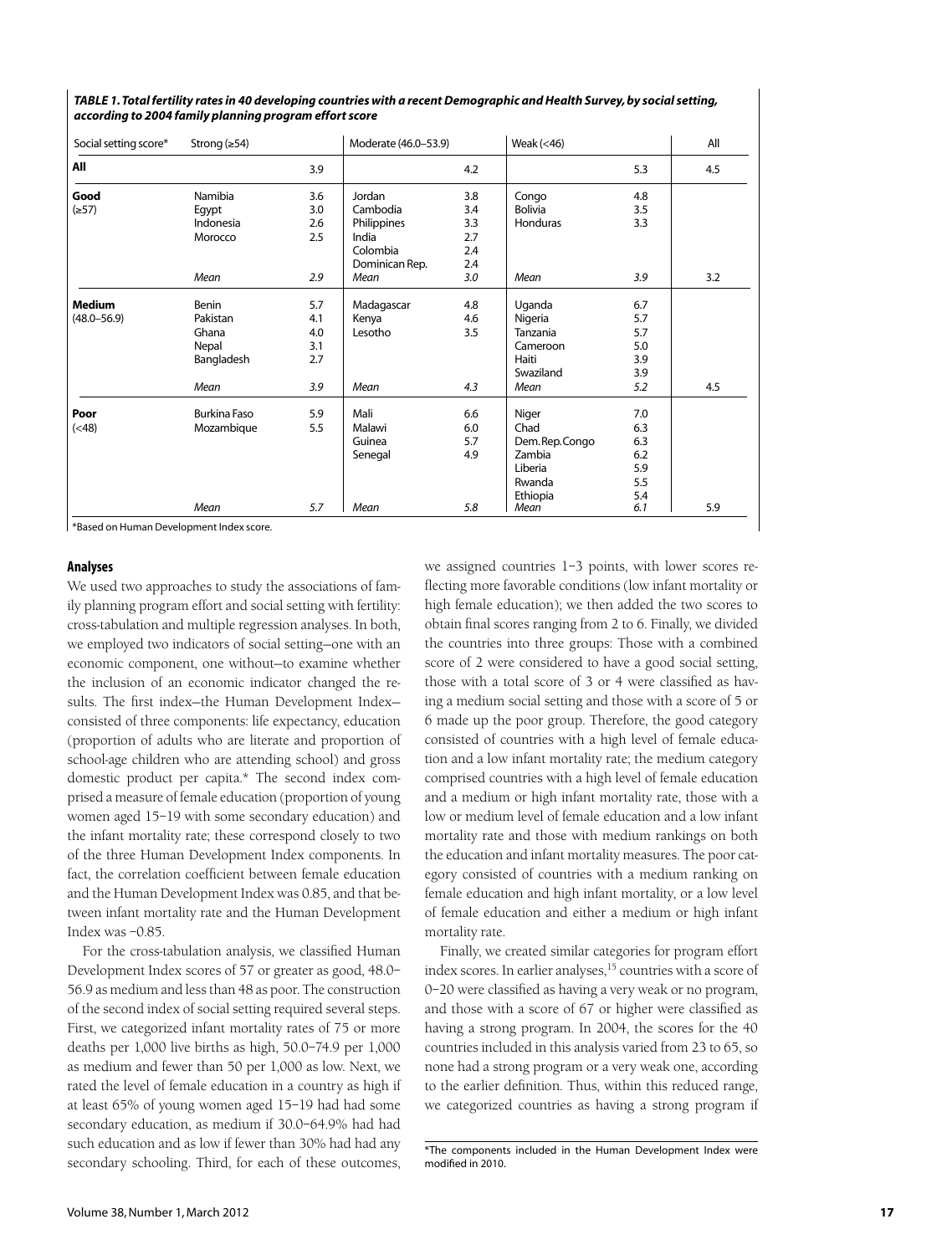***TABLE 1. Total fertility rates in 40 developing countries with a recent Demographic and Health Survey, by social setting, according to 2004 family planning program effort score***

| Social setting score* | Strong (≥54) | | Moderate (46.0–53.9) | | Weak (<46) | | All |
|---|---|---|---|---|---|---|---|
| **All** | | 3.9 | | 4.2 | | 5.3 | 4.5 |
| **Good** | Namibia | 3.6 | Jordan | 3.8 | Congo | 4.8 | |
| (≥57) | Egypt | 3.0 | Cambodia | 3.4 | Bolivia | 3.5 | |
| | Indonesia | 2.6 | Philippines | 3.3 | Honduras | 3.3 | |
| | Morocco | 2.5 | India | 2.7 | | | |
| | | | Colombia | 2.4 | | | |
| | | | Dominican Rep. | 2.4 | | | |
| | *Mean* | *2.9* | *Mean* | *3.0* | *Mean* | *3.9* | 3.2 |
| **Medium** | Benin | 5.7 | Madagascar | 4.8 | Uganda | 6.7 | |
| (48.0–56.9) | Pakistan | 4.1 | Kenya | 4.6 | Nigeria | 5.7 | |
| | Ghana | 4.0 | Lesotho | 3.5 | Tanzania | 5.7 | |
| | Nepal | 3.1 | | | Cameroon | 5.0 | |
| | Bangladesh | 2.7 | | | Haiti | 3.9 | |
| | | | | | Swaziland | 3.9 | |
| | *Mean* | *3.9* | *Mean* | *4.3* | *Mean* | *5.2* | 4.5 |
| **Poor** | Burkina Faso | 5.9 | Mali | 6.6 | Niger | 7.0 | |
| (<48) | Mozambique | 5.5 | Malawi | 6.0 | Chad | 6.3 | |
| | | | Guinea | 5.7 | Dem.Rep.Congo | 6.3 | |
| | | | Senegal | 4.9 | Zambia | 6.2 | |
| | | | | | Liberia | 5.9 | |
| | | | | | Rwanda | 5.5 | |
| | | | | | Ethiopia | 5.4 | |
| | *Mean* | *5.7* | *Mean* | *5.8* | *Mean* | *6.1* | 5.9 |

*Based on Human Development Index score.

### Analyses

We used two approaches to study the associations of family planning program effort and social setting with fertility: cross-tabulation and multiple regression analyses. In both, we employed two indicators of social setting—one with an economic component, one without—to examine whether the inclusion of an economic indicator changed the results. The first index—the Human Development Index—consisted of three components: life expectancy, education (proportion of adults who are literate and proportion of school-age children who are attending school) and gross domestic product per capita.* The second index comprised a measure of female education (proportion of young women aged 15–19 with some secondary education) and the infant mortality rate; these correspond closely to two of the three Human Development Index components. In fact, the correlation coefficient between female education and the Human Development Index was 0.85, and that between infant mortality rate and the Human Development Index was −0.85.

For the cross-tabulation analysis, we classified Human Development Index scores of 57 or greater as good, 48.0–56.9 as medium and less than 48 as poor. The construction of the second index of social setting required several steps. First, we categorized infant mortality rates of 75 or more deaths per 1,000 live births as high, 50.0–74.9 per 1,000 as medium and fewer than 50 per 1,000 as low. Next, we rated the level of female education in a country as high if at least 65% of young women aged 15–19 had had some secondary education, as medium if 30.0–64.9% had had such education and as low if fewer than 30% had had any secondary schooling. Third, for each of these outcomes, we assigned countries 1–3 points, with lower scores reflecting more favorable conditions (low infant mortality or high female education); we then added the two scores to obtain final scores ranging from 2 to 6. Finally, we divided the countries into three groups: Those with a combined score of 2 were considered to have a good social setting, those with a total score of 3 or 4 were classified as having a medium social setting and those with a score of 5 or 6 made up the poor group. Therefore, the good category consisted of countries with a high level of female education and a low infant mortality rate; the medium category comprised countries with a high level of female education and a medium or high infant mortality rate, those with a low or medium level of female education and a low infant mortality rate and those with medium rankings on both the education and infant mortality measures. The poor category consisted of countries with a medium ranking on female education and high infant mortality, or a low level of female education and either a medium or high infant mortality rate.

Finally, we created similar categories for program effort index scores. In earlier analyses,[15] countries with a score of 0–20 were classified as having a very weak or no program, and those with a score of 67 or higher were classified as having a strong program. In 2004, the scores for the 40 countries included in this analysis varied from 23 to 65, so none had a strong program or a very weak one, according to the earlier definition. Thus, within this reduced range, we categorized countries as having a strong program if

*The components included in the Human Development Index were modified in 2010.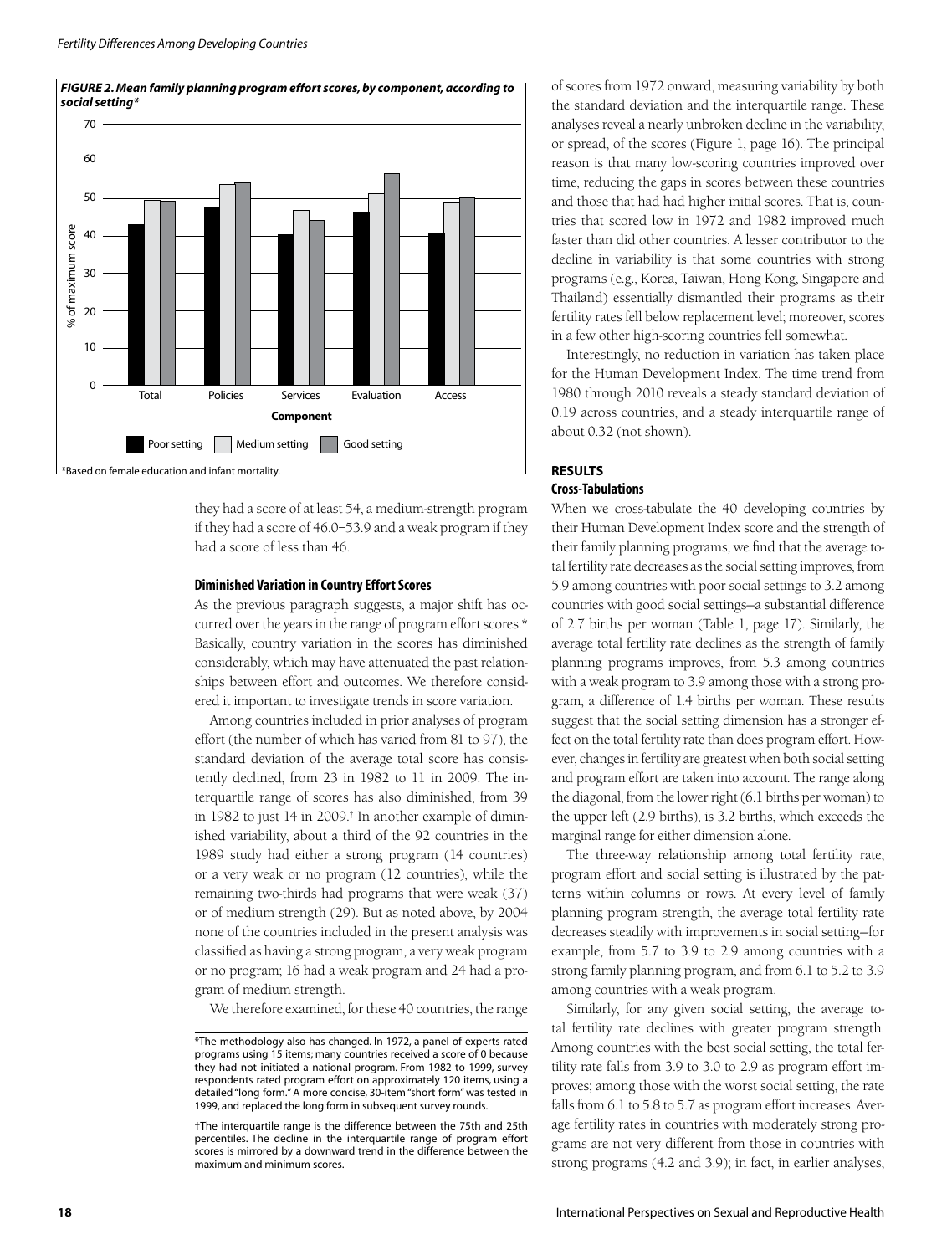***FIGURE 2. Mean family planning program effort scores, by component, according to social setting****

*Based on female education and infant mortality.

they had a score of at least 54, a medium-strength program if they had a score of 46.0–53.9 and a weak program if they had a score of less than 46.

### Diminished Variation in Country Effort Scores

As the previous paragraph suggests, a major shift has occurred over the years in the range of program effort scores.* Basically, country variation in the scores has diminished considerably, which may have attenuated the past relationships between effort and outcomes. We therefore considered it important to investigate trends in score variation.

Among countries included in prior analyses of program effort (the number of which has varied from 81 to 97), the standard deviation of the average total score has consistently declined, from 23 in 1982 to 11 in 2009. The interquartile range of scores has also diminished, from 39 in 1982 to just 14 in 2009.† In another example of diminished variability, about a third of the 92 countries in the 1989 study had either a strong program (14 countries) or a very weak or no program (12 countries), while the remaining two-thirds had programs that were weak (37) or of medium strength (29). But as noted above, by 2004 none of the countries included in the present analysis was classified as having a strong program, a very weak program or no program; 16 had a weak program and 24 had a program of medium strength.

We therefore examined, for these 40 countries, the range of scores from 1972 onward, measuring variability by both the standard deviation and the interquartile range. These analyses reveal a nearly unbroken decline in the variability, or spread, of the scores (Figure 1, page 16). The principal reason is that many low-scoring countries improved over time, reducing the gaps in scores between these countries and those that had had higher initial scores. That is, countries that scored low in 1972 and 1982 improved much faster than did other countries. A lesser contributor to the decline in variability is that some countries with strong programs (e.g., Korea, Taiwan, Hong Kong, Singapore and Thailand) essentially dismantled their programs as their fertility rates fell below replacement level; moreover, scores in a few other high-scoring countries fell somewhat.

Interestingly, no reduction in variation has taken place for the Human Development Index. The time trend from 1980 through 2010 reveals a steady standard deviation of 0.19 across countries, and a steady interquartile range of about 0.32 (not shown).

*The methodology also has changed. In 1972, a panel of experts rated programs using 15 items; many countries received a score of 0 because they had not initiated a national program. From 1982 to 1999, survey respondents rated program effort on approximately 120 items, using a detailed "long form." A more concise, 30-item "short form" was tested in 1999, and replaced the long form in subsequent survey rounds.

†The interquartile range is the difference between the 75th and 25th percentiles. The decline in the interquartile range of program effort scores is mirrored by a downward trend in the difference between the maximum and minimum scores.

## RESULTS

### Cross-Tabulations

When we cross-tabulate the 40 developing countries by their Human Development Index score and the strength of their family planning programs, we find that the average total fertility rate decreases as the social setting improves, from 5.9 among countries with poor social settings to 3.2 among countries with good social settings—a substantial difference of 2.7 births per woman (Table 1, page 17). Similarly, the average total fertility rate declines as the strength of family planning programs improves, from 5.3 among countries with a weak program to 3.9 among those with a strong program, a difference of 1.4 births per woman. These results suggest that the social setting dimension has a stronger effect on the total fertility rate than does program effort. However, changes in fertility are greatest when both social setting and program effort are taken into account. The range along the diagonal, from the lower right (6.1 births per woman) to the upper left (2.9 births), is 3.2 births, which exceeds the marginal range for either dimension alone.

The three-way relationship among total fertility rate, program effort and social setting is illustrated by the patterns within columns or rows. At every level of family planning program strength, the average total fertility rate decreases steadily with improvements in social setting—for example, from 5.7 to 3.9 to 2.9 among countries with a strong family planning program, and from 6.1 to 5.2 to 3.9 among countries with a weak program.

Similarly, for any given social setting, the average total fertility rate declines with greater program strength. Among countries with the best social setting, the total fertility rate falls from 3.9 to 3.0 to 2.9 as program effort improves; among those with the worst social setting, the rate falls from 6.1 to 5.8 to 5.7 as program effort increases. Average fertility rates in countries with moderately strong programs are not very different from those in countries with strong programs (4.2 and 3.9); in fact, in earlier analyses,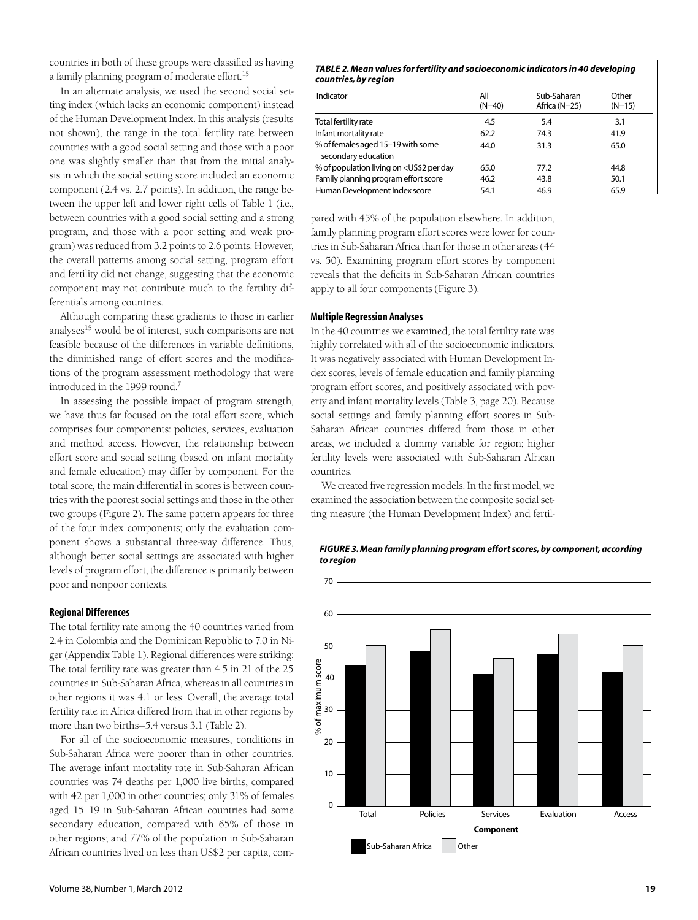countries in both of these groups were classified as having a family planning program of moderate effort.[15]

In an alternate analysis, we used the second social setting index (which lacks an economic component) instead of the Human Development Index. In this analysis (results not shown), the range in the total fertility rate between countries with a good social setting and those with a poor one was slightly smaller than that from the initial analysis in which the social setting score included an economic component (2.4 vs. 2.7 points). In addition, the range between the upper left and lower right cells of Table 1 (i.e., between countries with a good social setting and a strong program, and those with a poor setting and weak program) was reduced from 3.2 points to 2.6 points. However, the overall patterns among social setting, program effort and fertility did not change, suggesting that the economic component may not contribute much to the fertility differentials among countries.

Although comparing these gradients to those in earlier analyses[15] would be of interest, such comparisons are not feasible because of the differences in variable definitions, the diminished range of effort scores and the modifications of the program assessment methodology that were introduced in the 1999 round.[7]

In assessing the possible impact of program strength, we have thus far focused on the total effort score, which comprises four components: policies, services, evaluation and method access. However, the relationship between effort score and social setting (based on infant mortality and female education) may differ by component. For the total score, the main differential in scores is between countries with the poorest social settings and those in the other two groups (Figure 2). The same pattern appears for three of the four index components; only the evaluation component shows a substantial three-way difference. Thus, although better social settings are associated with higher levels of program effort, the difference is primarily between poor and nonpoor contexts.

#### Regional Differences

The total fertility rate among the 40 countries varied from 2.4 in Colombia and the Dominican Republic to 7.0 in Niger (Appendix Table 1). Regional differences were striking: The total fertility rate was greater than 4.5 in 21 of the 25 countries in Sub-Saharan Africa, whereas in all countries in other regions it was 4.1 or less. Overall, the average total fertility rate in Africa differed from that in other regions by more than two births—5.4 versus 3.1 (Table 2).

For all of the socioeconomic measures, conditions in Sub-Saharan Africa were poorer than in other countries. The average infant mortality rate in Sub-Saharan African countries was 74 deaths per 1,000 live births, compared with 42 per 1,000 in other countries; only 31% of females aged 15–19 in Sub-Saharan African countries had some secondary education, compared with 65% of those in other regions; and 77% of the population in Sub-Saharan African countries lived on less than US$2 per capita, compared with 45% of the population elsewhere. In addition, family planning program effort scores were lower for countries in Sub-Saharan Africa than for those in other areas (44 vs. 50). Examining program effort scores by component reveals that the deficits in Sub-Saharan African countries apply to all four components (Figure 3).

***TABLE 2. Mean values for fertility and socioeconomic indicators in 40 developing countries, by region***

| Indicator | All (N=40) | Sub-Saharan Africa (N=25) | Other (N=15) |
|---|---|---|---|
| Total fertility rate | 4.5 | 5.4 | 3.1 |
| Infant mortality rate | 62.2 | 74.3 | 41.9 |
| % of females aged 15–19 with some secondary education | 44.0 | 31.3 | 65.0 |
| % of population living on <US$2 per day | 65.0 | 77.2 | 44.8 |
| Family planning program effort score | 46.2 | 43.8 | 50.1 |
| Human Development Index score | 54.1 | 46.9 | 65.9 |

#### Multiple Regression Analyses

In the 40 countries we examined, the total fertility rate was highly correlated with all of the socioeconomic indicators. It was negatively associated with Human Development Index scores, levels of female education and family planning program effort scores, and positively associated with poverty and infant mortality levels (Table 3, page 20). Because social settings and family planning effort scores in Sub-Saharan African countries differed from those in other areas, we included a dummy variable for region; higher fertility levels were associated with Sub-Saharan African countries.

We created five regression models. In the first model, we examined the association between the composite social setting measure (the Human Development Index) and fertil-

***FIGURE 3. Mean family planning program effort scores, by component, according to region***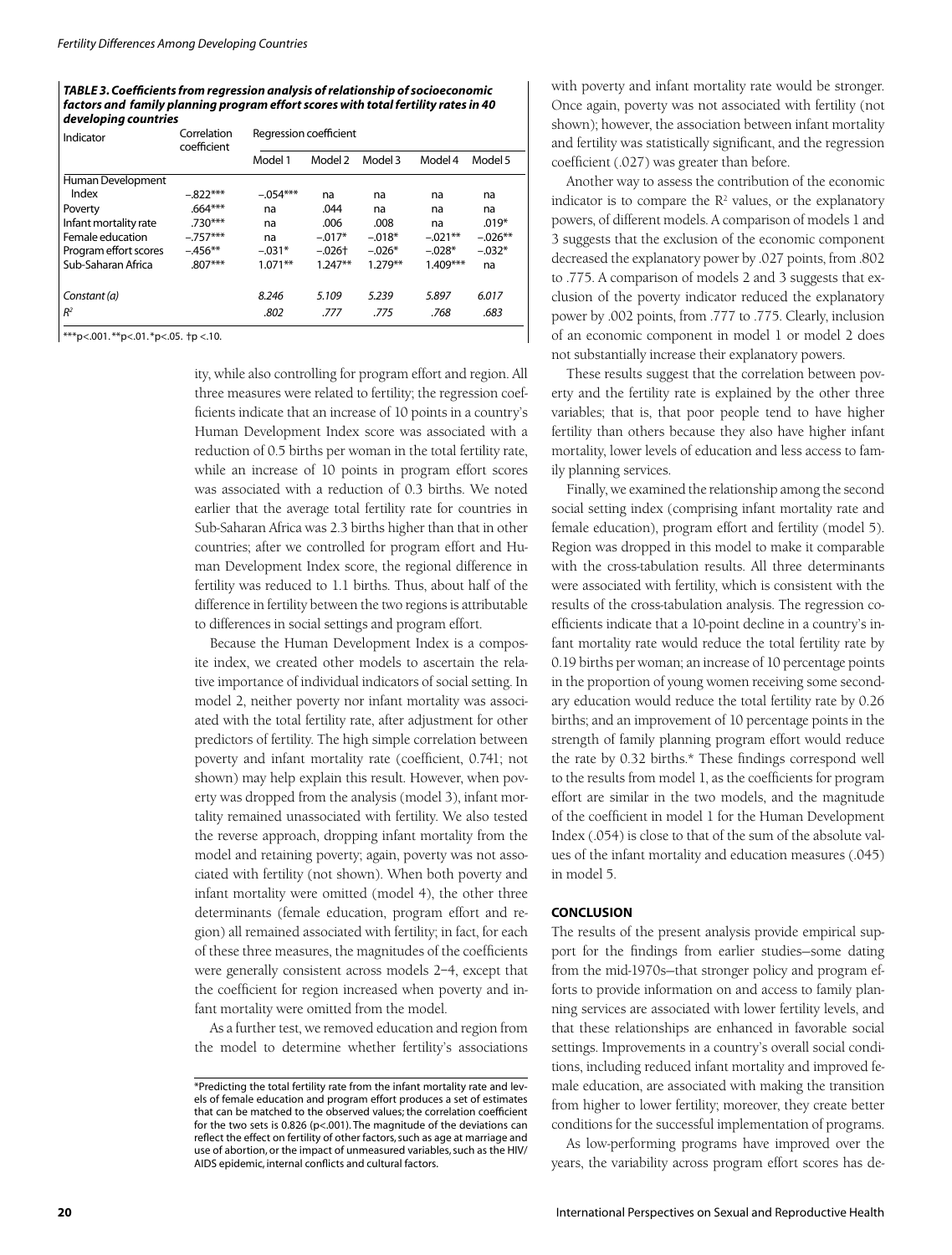**TABLE 3. Coefficients from regression analysis of relationship of socioeconomic factors and family planning program effort scores with total fertility rates in 40 developing countries**

| Indicator | Correlation coefficient | Regression coefficient | | | | |
|---|---|---|---|---|---|---|
| | | Model 1 | Model 2 | Model 3 | Model 4 | Model 5 |
| Human Development Index | –.822*** | –.054*** | na | na | na | na |
| Poverty | .664*** | na | .044 | na | na | na |
| Infant mortality rate | .730*** | na | .006 | .008 | na | .019* |
| Female education | –.757*** | na | –.017* | –.018* | –.021** | –.026** |
| Program effort scores | –.456** | –.031* | –.026† | –.026* | –.028* | –.032* |
| Sub-Saharan Africa | .807*** | 1.071** | 1.247** | 1.279** | 1.409*** | na |
| *Constant (a)* | | *8.246* | *5.109* | *5.239* | *5.897* | *6.017* |
| *$R^2$* | | *.802* | *.777* | *.775* | *.768* | *.683* |

***p<.001. **p<.01. *p<.05. †p <.10.

ity, while also controlling for program effort and region. All three measures were related to fertility; the regression coefficients indicate that an increase of 10 points in a country's Human Development Index score was associated with a reduction of 0.5 births per woman in the total fertility rate, while an increase of 10 points in program effort scores was associated with a reduction of 0.3 births. We noted earlier that the average total fertility rate for countries in Sub-Saharan Africa was 2.3 births higher than that in other countries; after we controlled for program effort and Human Development Index score, the regional difference in fertility was reduced to 1.1 births. Thus, about half of the difference in fertility between the two regions is attributable to differences in social settings and program effort.

Because the Human Development Index is a composite index, we created other models to ascertain the relative importance of individual indicators of social setting. In model 2, neither poverty nor infant mortality was associated with the total fertility rate, after adjustment for other predictors of fertility. The high simple correlation between poverty and infant mortality rate (coefficient, 0.741; not shown) may help explain this result. However, when poverty was dropped from the analysis (model 3), infant mortality remained unassociated with fertility. We also tested the reverse approach, dropping infant mortality from the model and retaining poverty; again, poverty was not associated with fertility (not shown). When both poverty and infant mortality were omitted (model 4), the other three determinants (female education, program effort and region) all remained associated with fertility; in fact, for each of these three measures, the magnitudes of the coefficients were generally consistent across models 2–4, except that the coefficient for region increased when poverty and infant mortality were omitted from the model.

As a further test, we removed education and region from the model to determine whether fertility's associations with poverty and infant mortality rate would be stronger. Once again, poverty was not associated with fertility (not shown); however, the association between infant mortality and fertility was statistically significant, and the regression coefficient (.027) was greater than before.

Another way to assess the contribution of the economic indicator is to compare the $R^2$ values, or the explanatory powers, of different models. A comparison of models 1 and 3 suggests that the exclusion of the economic component decreased the explanatory power by .027 points, from .802 to .775. A comparison of models 2 and 3 suggests that exclusion of the poverty indicator reduced the explanatory power by .002 points, from .777 to .775. Clearly, inclusion of an economic component in model 1 or model 2 does not substantially increase their explanatory powers.

These results suggest that the correlation between poverty and the fertility rate is explained by the other three variables; that is, that poor people tend to have higher fertility than others because they also have higher infant mortality, lower levels of education and less access to family planning services.

Finally, we examined the relationship among the second social setting index (comprising infant mortality rate and female education), program effort and fertility (model 5). Region was dropped in this model to make it comparable with the cross-tabulation results. All three determinants were associated with fertility, which is consistent with the results of the cross-tabulation analysis. The regression coefficients indicate that a 10-point decline in a country's infant mortality rate would reduce the total fertility rate by 0.19 births per woman; an increase of 10 percentage points in the proportion of young women receiving some secondary education would reduce the total fertility rate by 0.26 births; and an improvement of 10 percentage points in the strength of family planning program effort would reduce the rate by 0.32 births.* These findings correspond well to the results from model 1, as the coefficients for program effort are similar in the two models, and the magnitude of the coefficient in model 1 for the Human Development Index (.054) is close to that of the sum of the absolute values of the infant mortality and education measures (.045) in model 5.

## CONCLUSION

The results of the present analysis provide empirical support for the findings from earlier studies—some dating from the mid-1970s—that stronger policy and program efforts to provide information on and access to family planning services are associated with lower fertility levels, and that these relationships are enhanced in favorable social settings. Improvements in a country's overall social conditions, including reduced infant mortality and improved female education, are associated with making the transition from higher to lower fertility; moreover, they create better conditions for the successful implementation of programs.

As low-performing programs have improved over the years, the variability across program effort scores has de-

*Predicting the total fertility rate from the infant mortality rate and levels of female education and program effort produces a set of estimates that can be matched to the observed values; the correlation coefficient for the two sets is 0.826 (p<.001). The magnitude of the deviations can reflect the effect on fertility of other factors, such as age at marriage and use of abortion, or the impact of unmeasured variables, such as the HIV/AIDS epidemic, internal conflicts and cultural factors.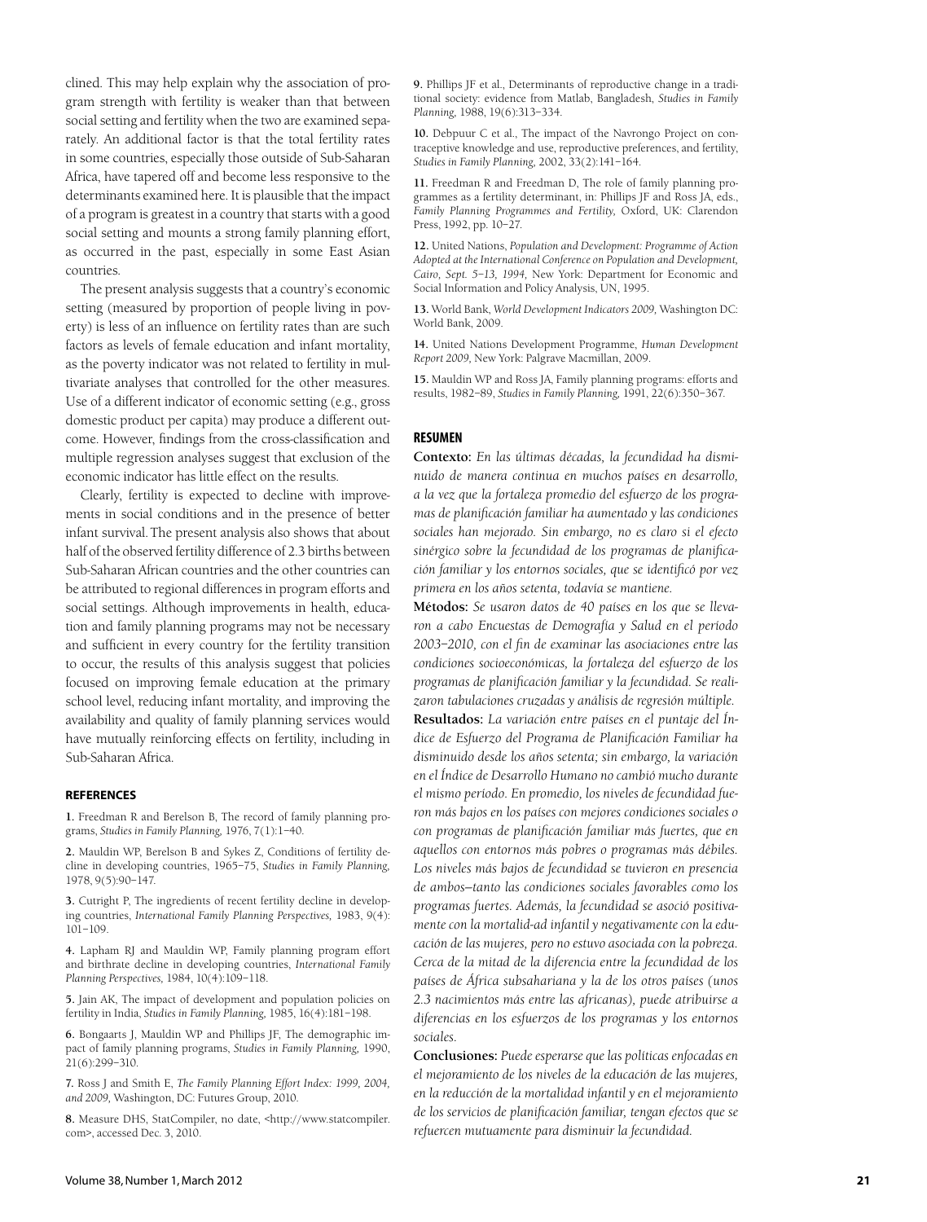clined. This may help explain why the association of program strength with fertility is weaker than that between social setting and fertility when the two are examined separately. An additional factor is that the total fertility rates in some countries, especially those outside of Sub-Saharan Africa, have tapered off and become less responsive to the determinants examined here. It is plausible that the impact of a program is greatest in a country that starts with a good social setting and mounts a strong family planning effort, as occurred in the past, especially in some East Asian countries.

The present analysis suggests that a country's economic setting (measured by proportion of people living in poverty) is less of an influence on fertility rates than are such factors as levels of female education and infant mortality, as the poverty indicator was not related to fertility in multivariate analyses that controlled for the other measures. Use of a different indicator of economic setting (e.g., gross domestic product per capita) may produce a different outcome. However, findings from the cross-classification and multiple regression analyses suggest that exclusion of the economic indicator has little effect on the results.

Clearly, fertility is expected to decline with improvements in social conditions and in the presence of better infant survival. The present analysis also shows that about half of the observed fertility difference of 2.3 births between Sub-Saharan African countries and the other countries can be attributed to regional differences in program efforts and social settings. Although improvements in health, education and family planning programs may not be necessary and sufficient in every country for the fertility transition to occur, the results of this analysis suggest that policies focused on improving female education at the primary school level, reducing infant mortality, and improving the availability and quality of family planning services would have mutually reinforcing effects on fertility, including in Sub-Saharan Africa.

## REFERENCES

**1.** Freedman R and Berelson B, The record of family planning programs, *Studies in Family Planning,* 1976, 7(1):1–40.

**2.** Mauldin WP, Berelson B and Sykes Z, Conditions of fertility decline in developing countries, 1965–75, *Studies in Family Planning,* 1978, 9(5):90–147.

**3.** Cutright P, The ingredients of recent fertility decline in developing countries, *International Family Planning Perspectives,* 1983, 9(4): 101–109.

**4.** Lapham RJ and Mauldin WP, Family planning program effort and birthrate decline in developing countries, *International Family Planning Perspectives,* 1984, 10(4):109–118.

**5.** Jain AK, The impact of development and population policies on fertility in India, *Studies in Family Planning,* 1985, 16(4):181–198.

**6.** Bongaarts J, Mauldin WP and Phillips JF, The demographic impact of family planning programs, *Studies in Family Planning,* 1990, 21(6):299–310.

**7.** Ross J and Smith E, *The Family Planning Effort Index: 1999, 2004, and 2009,* Washington, DC: Futures Group, 2010.

**8.** Measure DHS, StatCompiler, no date, <http://www.statcompiler.com>, accessed Dec. 3, 2010.

**9.** Phillips JF et al., Determinants of reproductive change in a traditional society: evidence from Matlab, Bangladesh, *Studies in Family Planning,* 1988, 19(6):313–334.

**10.** Debpuur C et al., The impact of the Navrongo Project on contraceptive knowledge and use, reproductive preferences, and fertility, *Studies in Family Planning,* 2002, 33(2):141–164.

**11.** Freedman R and Freedman D, The role of family planning programmes as a fertility determinant, in: Phillips JF and Ross JA, eds., *Family Planning Programmes and Fertility,* Oxford, UK: Clarendon Press, 1992, pp. 10–27.

**12.** United Nations, *Population and Development: Programme of Action Adopted at the International Conference on Population and Development, Cairo, Sept. 5–13, 1994,* New York: Department for Economic and Social Information and Policy Analysis, UN, 1995.

**13.** World Bank, *World Development Indicators 2009,* Washington DC: World Bank, 2009.

**14.** United Nations Development Programme, *Human Development Report 2009,* New York: Palgrave Macmillan, 2009.

**15.** Mauldin WP and Ross JA, Family planning programs: efforts and results, 1982–89, *Studies in Family Planning,* 1991, 22(6):350–367.

## RESUMEN

**Contexto:** *En las últimas décadas, la fecundidad ha disminuido de manera continua en muchos países en desarrollo, a la vez que la fortaleza promedio del esfuerzo de los programas de planificación familiar ha aumentado y las condiciones sociales han mejorado. Sin embargo, no es claro si el efecto sinérgico sobre la fecundidad de los programas de planificación familiar y los entornos sociales, que se identificó por vez primera en los años setenta, todavía se mantiene.*

**Métodos:** *Se usaron datos de 40 países en los que se llevaron a cabo Encuestas de Demografía y Salud en el período 2003–2010, con el fin de examinar las asociaciones entre las condiciones socioeconómicas, la fortaleza del esfuerzo de los programas de planificación familiar y la fecundidad. Se realizaron tabulaciones cruzadas y análisis de regresión múltiple.*

**Resultados:** *La variación entre países en el puntaje del Índice de Esfuerzo del Programa de Planificación Familiar ha disminuido desde los años setenta; sin embargo, la variación en el Índice de Desarrollo Humano no cambió mucho durante el mismo período. En promedio, los niveles de fecundidad fueron más bajos en los países con mejores condiciones sociales o con programas de planificación familiar más fuertes, que en aquellos con entornos más pobres o programas más débiles. Los niveles más bajos de fecundidad se tuvieron en presencia de ambos–tanto las condiciones sociales favorables como los programas fuertes. Además, la fecundidad se asoció positivamente con la mortalid-ad infantil y negativamente con la educación de las mujeres, pero no estuvo asociada con la pobreza. Cerca de la mitad de la diferencia entre la fecundidad de los países de África subsahariana y la de los otros países (unos 2.3 nacimientos más entre las africanas), puede atribuirse a diferencias en los esfuerzos de los programas y los entornos sociales.*

**Conclusiones:** *Puede esperarse que las políticas enfocadas en el mejoramiento de los niveles de la educación de las mujeres, en la reducción de la mortalidad infantil y en el mejoramiento de los servicios de planificación familiar, tengan efectos que se refuercen mutuamente para disminuir la fecundidad.*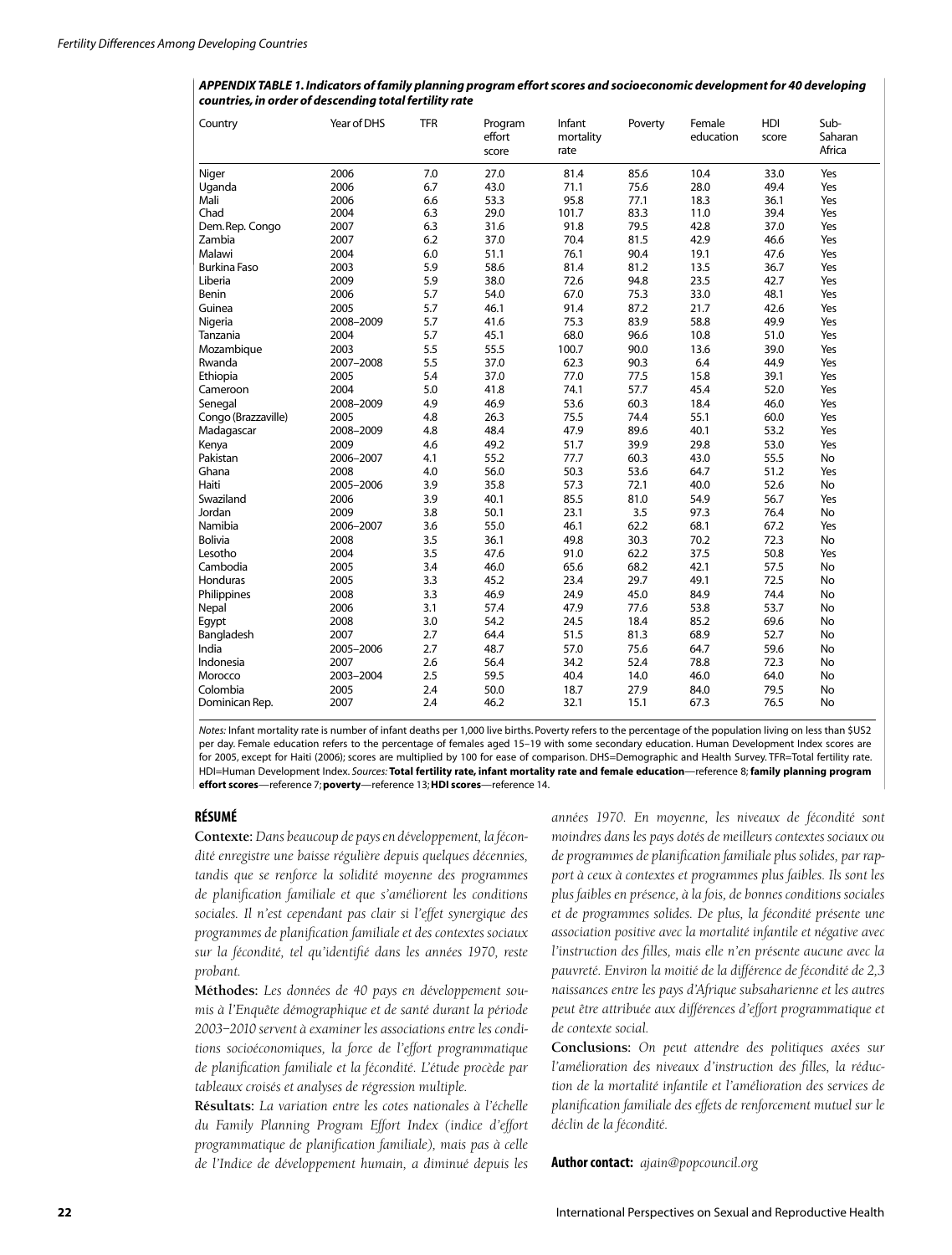**APPENDIX TABLE 1. Indicators of family planning program effort scores and socioeconomic development for 40 developing countries, in order of descending total fertility rate**

| Country | Year of DHS | TFR | Program effort score | Infant mortality rate | Poverty | Female education | HDI score | Sub-Saharan Africa |
|---|---|---|---|---|---|---|---|---|
| Niger | 2006 | 7.0 | 27.0 | 81.4 | 85.6 | 10.4 | 33.0 | Yes |
| Uganda | 2006 | 6.7 | 43.0 | 71.1 | 75.6 | 28.0 | 49.4 | Yes |
| Mali | 2006 | 6.6 | 53.3 | 95.8 | 77.1 | 18.3 | 36.1 | Yes |
| Chad | 2004 | 6.3 | 29.0 | 101.7 | 83.3 | 11.0 | 39.4 | Yes |
| Dem. Rep. Congo | 2007 | 6.3 | 31.6 | 91.8 | 79.5 | 42.8 | 37.0 | Yes |
| Zambia | 2007 | 6.2 | 37.0 | 70.4 | 81.5 | 42.9 | 46.6 | Yes |
| Malawi | 2004 | 6.0 | 51.1 | 76.1 | 90.4 | 19.1 | 47.6 | Yes |
| Burkina Faso | 2003 | 5.9 | 58.6 | 81.4 | 81.2 | 13.5 | 36.7 | Yes |
| Liberia | 2009 | 5.9 | 38.0 | 72.6 | 94.8 | 23.5 | 42.7 | Yes |
| Benin | 2006 | 5.7 | 54.0 | 67.0 | 75.3 | 33.0 | 48.1 | Yes |
| Guinea | 2005 | 5.7 | 46.1 | 91.4 | 87.2 | 21.7 | 42.6 | Yes |
| Nigeria | 2008–2009 | 5.7 | 41.6 | 75.3 | 83.9 | 58.8 | 49.9 | Yes |
| Tanzania | 2004 | 5.7 | 45.1 | 68.0 | 96.6 | 10.8 | 51.0 | Yes |
| Mozambique | 2003 | 5.5 | 55.5 | 100.7 | 90.0 | 13.6 | 39.0 | Yes |
| Rwanda | 2007–2008 | 5.5 | 37.0 | 62.3 | 90.3 | 6.4 | 44.9 | Yes |
| Ethiopia | 2005 | 5.4 | 37.0 | 77.0 | 77.5 | 15.8 | 39.1 | Yes |
| Cameroon | 2004 | 5.0 | 41.8 | 74.1 | 57.7 | 45.4 | 52.0 | Yes |
| Senegal | 2008–2009 | 4.9 | 46.9 | 53.6 | 60.3 | 18.4 | 46.0 | Yes |
| Congo (Brazzaville) | 2005 | 4.8 | 26.3 | 75.5 | 74.4 | 55.1 | 60.0 | Yes |
| Madagascar | 2008–2009 | 4.8 | 48.4 | 47.9 | 89.6 | 40.1 | 53.2 | Yes |
| Kenya | 2009 | 4.6 | 49.2 | 51.7 | 39.9 | 29.8 | 53.0 | Yes |
| Pakistan | 2006–2007 | 4.1 | 55.2 | 77.7 | 60.3 | 43.0 | 55.5 | No |
| Ghana | 2008 | 4.0 | 56.0 | 50.3 | 53.6 | 64.7 | 51.2 | Yes |
| Haiti | 2005–2006 | 3.9 | 35.8 | 57.3 | 72.1 | 40.0 | 52.6 | No |
| Swaziland | 2006 | 3.9 | 40.1 | 85.5 | 81.0 | 54.9 | 56.7 | Yes |
| Jordan | 2009 | 3.8 | 50.1 | 23.1 | 3.5 | 97.3 | 76.4 | No |
| Namibia | 2006–2007 | 3.6 | 55.0 | 46.1 | 62.2 | 68.1 | 67.2 | Yes |
| Bolivia | 2008 | 3.5 | 36.1 | 49.8 | 30.3 | 70.2 | 72.3 | No |
| Lesotho | 2004 | 3.5 | 47.6 | 91.0 | 62.2 | 37.5 | 50.8 | Yes |
| Cambodia | 2005 | 3.4 | 46.0 | 65.6 | 68.2 | 42.1 | 57.5 | No |
| Honduras | 2005 | 3.3 | 45.2 | 23.4 | 29.7 | 49.1 | 72.5 | No |
| Philippines | 2008 | 3.3 | 46.9 | 24.9 | 45.0 | 84.9 | 74.4 | No |
| Nepal | 2006 | 3.1 | 57.4 | 47.9 | 77.6 | 53.8 | 53.7 | No |
| Egypt | 2008 | 3.0 | 54.2 | 24.5 | 18.4 | 85.2 | 69.6 | No |
| Bangladesh | 2007 | 2.7 | 64.4 | 51.5 | 81.3 | 68.9 | 52.7 | No |
| India | 2005–2006 | 2.7 | 48.7 | 57.0 | 75.6 | 64.7 | 59.6 | No |
| Indonesia | 2007 | 2.6 | 56.4 | 34.2 | 52.4 | 78.8 | 72.3 | No |
| Morocco | 2003–2004 | 2.5 | 59.5 | 40.4 | 14.0 | 46.0 | 64.0 | No |
| Colombia | 2005 | 2.4 | 50.0 | 18.7 | 27.9 | 84.0 | 79.5 | No |
| Dominican Rep. | 2007 | 2.4 | 46.2 | 32.1 | 15.1 | 67.3 | 76.5 | No |

*Notes:* Infant mortality rate is number of infant deaths per 1,000 live births. Poverty refers to the percentage of the population living on less than $US2 per day. Female education refers to the percentage of females aged 15–19 with some secondary education. Human Development Index scores are for 2005, except for Haiti (2006); scores are multiplied by 100 for ease of comparison. DHS=Demographic and Health Survey. TFR=Total fertility rate. HDI=Human Development Index. *Sources:* **Total fertility rate, infant mortality rate and female education**—reference 8; **family planning program effort scores**—reference 7; **poverty**—reference 13; **HDI scores**—reference 14.

## RÉSUMÉ

**Contexte:** *Dans beaucoup de pays en développement, la fécondité enregistre une baisse régulière depuis quelques décennies, tandis que se renforce la solidité moyenne des programmes de planification familiale et que s'améliorent les conditions sociales. Il n'est cependant pas clair si l'effet synergique des programmes de planification familiale et des contextes sociaux sur la fécondité, tel qu'identifié dans les années 1970, reste probant.*

**Méthodes:** *Les données de 40 pays en développement soumis à l'Enquête démographique et de santé durant la période 2003–2010 servent à examiner les associations entre les conditions socioéconomiques, la force de l'effort programmatique de planification familiale et la fécondité. L'étude procède par tableaux croisés et analyses de régression multiple.*

**Résultats:** *La variation entre les cotes nationales à l'échelle du Family Planning Program Effort Index (indice d'effort programmatique de planification familiale), mais pas à celle de l'Indice de développement humain, a diminué depuis les années 1970. En moyenne, les niveaux de fécondité sont moindres dans les pays dotés de meilleurs contextes sociaux ou de programmes de planification familiale plus solides, par rapport à ceux à contextes et programmes plus faibles. Ils sont les plus faibles en présence, à la fois, de bonnes conditions sociales et de programmes solides. De plus, la fécondité présente une association positive avec la mortalité infantile et négative avec l'instruction des filles, mais elle n'en présente aucune avec la pauvreté. Environ la moitié de la différence de fécondité de 2,3 naissances entre les pays d'Afrique subsaharienne et les autres peut être attribuée aux différences d'effort programmatique et de contexte social.*

**Conclusions:** *On peut attendre des politiques axées sur l'amélioration des niveaux d'instruction des filles, la réduction de la mortalité infantile et l'amélioration des services de planification familiale des effets de renforcement mutuel sur le déclin de la fécondité.*

**Author contact:** *ajain@popcouncil.org*